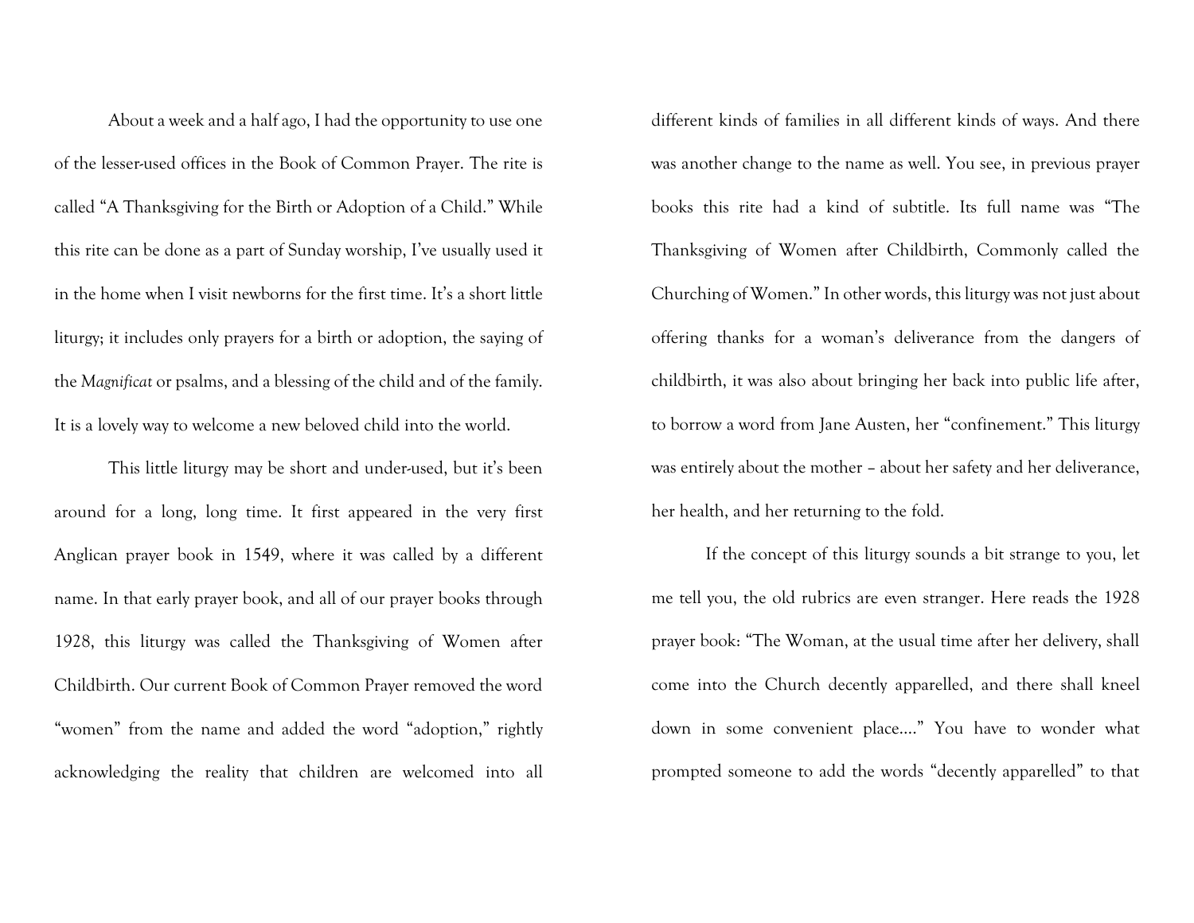About a week and a half ago, I had the opportunity to use one of the lesser-used offices in the Book of Common Prayer. The rite is called "A Thanksgiving for the Birth or Adoption of a Child." While this rite can be done as a part of Sunday worship, I've usually used it in the home when I visit newborns for the first time. It's a short little liturgy; it includes only prayers for a birth or adoption, the saying of the *Magnificat* or psalms, and a blessing of the child and of the family. It is a lovely way to welcome a new beloved child into the world.

This little liturgy may be short and under-used, but it's been around for a long, long time. It first appeared in the very first Anglican prayer book in 1549, where it was called by a different name. In that early prayer book, and all of our prayer books through 1928, this liturgy was called the Thanksgiving of Women after Childbirth. Our current Book of Common Prayer removed the word "women" from the name and added the word "adoption," rightly acknowledging the reality that children are welcomed into all different kinds of families in all different kinds of ways. And there was another change to the name as well. You see, in previous prayer books this rite had a kind of subtitle. Its full name was "The Thanksgiving of Women after Childbirth, Commonly called the Churching of Women." In other words, this liturgy was not just about offering thanks for a woman's deliverance from the dangers of childbirth, it was also about bringing her back into public life after, to borrow a word from Jane Austen, her "confinement." This liturgy was entirely about the mother – about her safety and her deliverance, her health, and her returning to the fold.

If the concept of this liturgy sounds a bit strange to you, let me tell you, the old rubrics are even stranger. Here reads the 1928 prayer book: "The Woman, at the usual time after her delivery, shall come into the Church decently apparelled, and there shall kneel down in some convenient place…." You have to wonder what prompted someone to add the words "decently apparelled" to that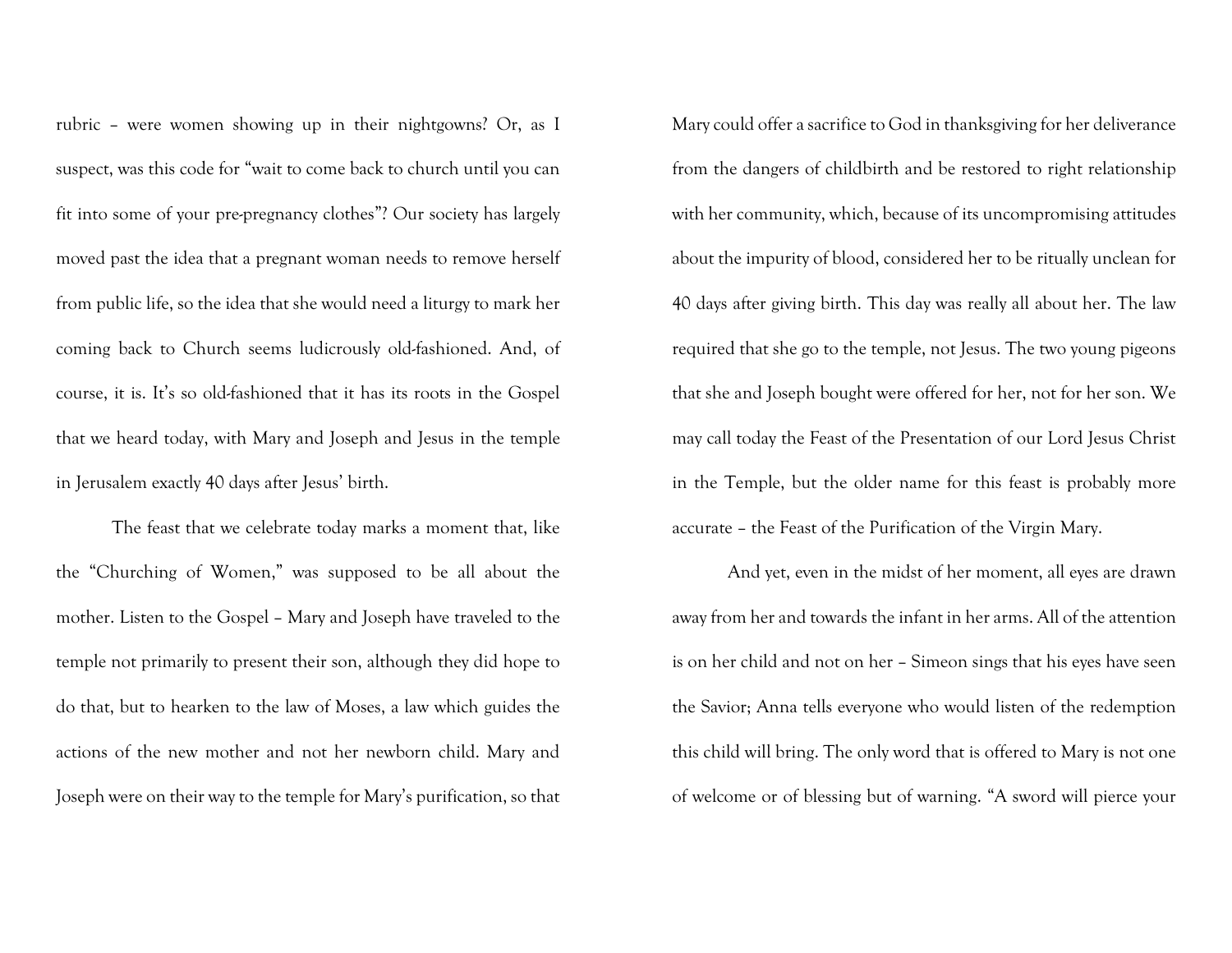rubric – were women showing up in their nightgowns? Or, as I suspect, was this code for "wait to come back to church until you can fit into some of your pre-pregnancy clothes"? Our society has largely moved past the idea that a pregnant woman needs to remove herself from public life, so the idea that she would need a liturgy to mark her coming back to Church seems ludicrously old-fashioned. And, of course, it is. It's so old-fashioned that it has its roots in the Gospel that we heard today, with Mary and Joseph and Jesus in the temple in Jerusalem exactly 40 days after Jesus' birth.

The feast that we celebrate today marks a moment that, like the "Churching of Women," was supposed to be all about the mother. Listen to the Gospel – Mary and Joseph have traveled to the temple not primarily to present their son, although they did hope to do that, but to hearken to the law of Moses, a law which guides the actions of the new mother and not her newborn child. Mary and Joseph were on their way to the temple for Mary's purification, so that Mary could offer a sacrifice to God in thanksgiving for her deliverance from the dangers of childbirth and be restored to right relationship with her community, which, because of its uncompromising attitudes about the impurity of blood, considered her to be ritually unclean for 40 days after giving birth. This day was really all about her. The law required that she go to the temple, not Jesus. The two young pigeons that she and Joseph bought were offered for her, not for her son. We may call today the Feast of the Presentation of our Lord Jesus Christ in the Temple, but the older name for this feast is probably more accurate – the Feast of the Purification of the Virgin Mary.

And yet, even in the midst of her moment, all eyes are drawn away from her and towards the infant in her arms. All of the attention is on her child and not on her – Simeon sings that his eyes have seen the Savior; Anna tells everyone who would listen of the redemption this child will bring. The only word that is offered to Mary is not one of welcome or of blessing but of warning. "A sword will pierce your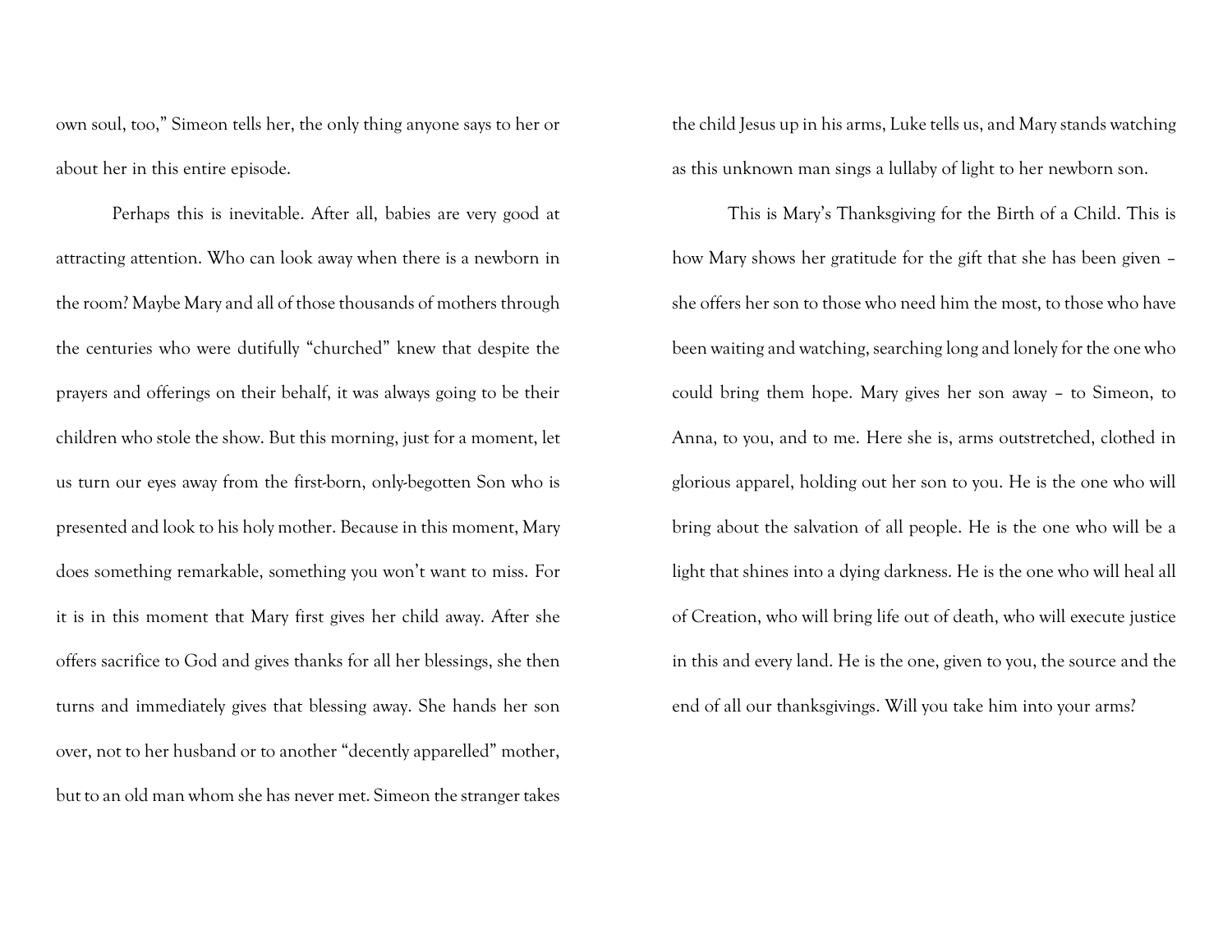own soul, too," Simeon tells her, the only thing anyone says to her or about her in this entire episode.

Perhaps this is inevitable. After all, babies are very good at attracting attention. Who can look away when there is a newborn in the room? Maybe Mary and all of those thousands of mothers through the centuries who were dutifully "churched" knew that despite the prayers and offerings on their behalf, it was always going to be their children who stole the show. But this morning, just for a moment, let us turn our eyes away from the first-born, only-begotten Son who is presented and look to his holy mother. Because in this moment, Mary does something remarkable, something you won't want to miss. For it is in this moment that Mary first gives her child away. After she offers sacrifice to God and gives thanks for all her blessings, she then turns and immediately gives that blessing away. She hands her son over, not to her husband or to another "decently apparelled" mother, but to an old man whom she has never met. Simeon the stranger takes the child Jesus up in his arms, Luke tells us, and Mary stands watching as this unknown man sings a lullaby of light to her newborn son.

This is Mary's Thanksgiving for the Birth of a Child. This is how Mary shows her gratitude for the gift that she has been given – she offers her son to those who need him the most, to those who have been waiting and watching, searching long and lonely for the one who could bring them hope. Mary gives her son away – to Simeon, to Anna, to you, and to me. Here she is, arms outstretched, clothed in glorious apparel, holding out her son to you. He is the one who will bring about the salvation of all people. He is the one who will be a light that shines into a dying darkness. He is the one who will heal all of Creation, who will bring life out of death, who will execute justice in this and every land. He is the one, given to you, the source and the end of all our thanksgivings. Will you take him into your arms?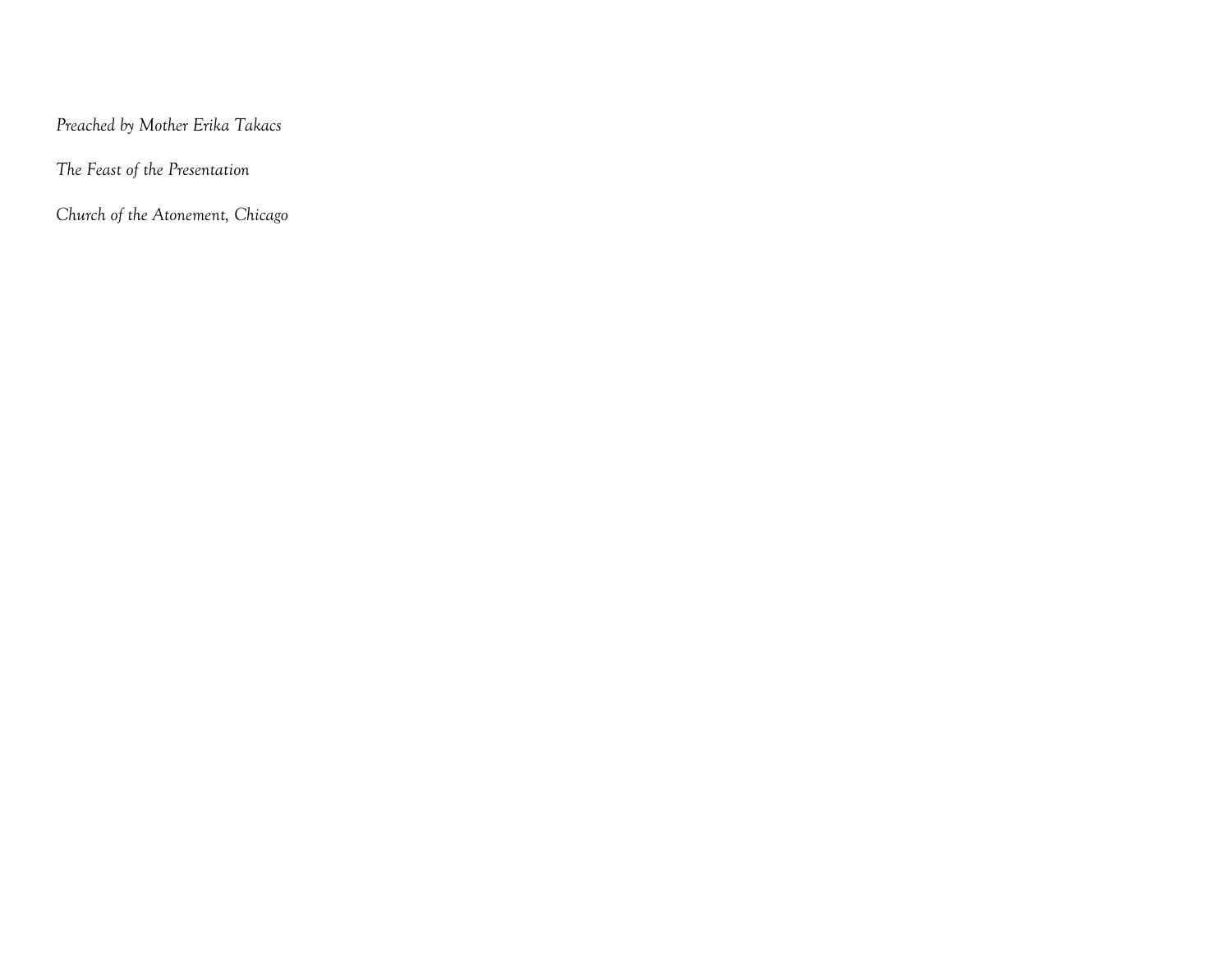*Preached by Mother Erika Takacs*

*The Feast of the Presentation*

*Church of the Atonement, Chicago*